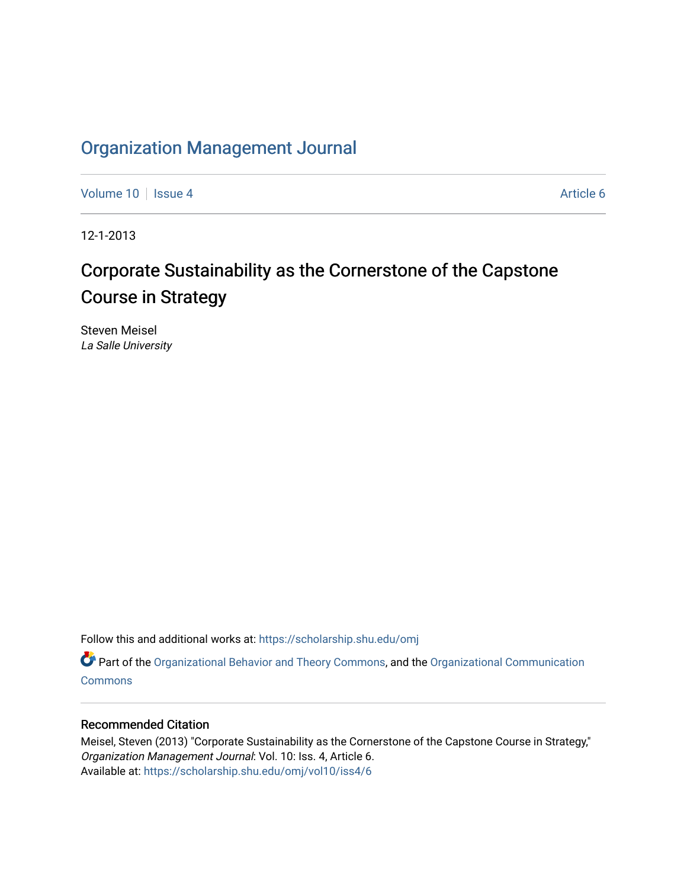# Organization Management Journal

Volume 10 | Issue 4 | Article 6

12-1-2013

## Corporate Sustainability as the Cornerstone of the Capstone Course in Strategy

Steven Meisel
*La Salle University*

Follow this and additional works at: https://scholarship.shu.edu/omj

Part of the Organizational Behavior and Theory Commons, and the Organizational Communication Commons

### Recommended Citation

Meisel, Steven (2013) "Corporate Sustainability as the Cornerstone of the Capstone Course in Strategy," *Organization Management Journal*: Vol. 10: Iss. 4, Article 6.
Available at: https://scholarship.shu.edu/omj/vol10/iss4/6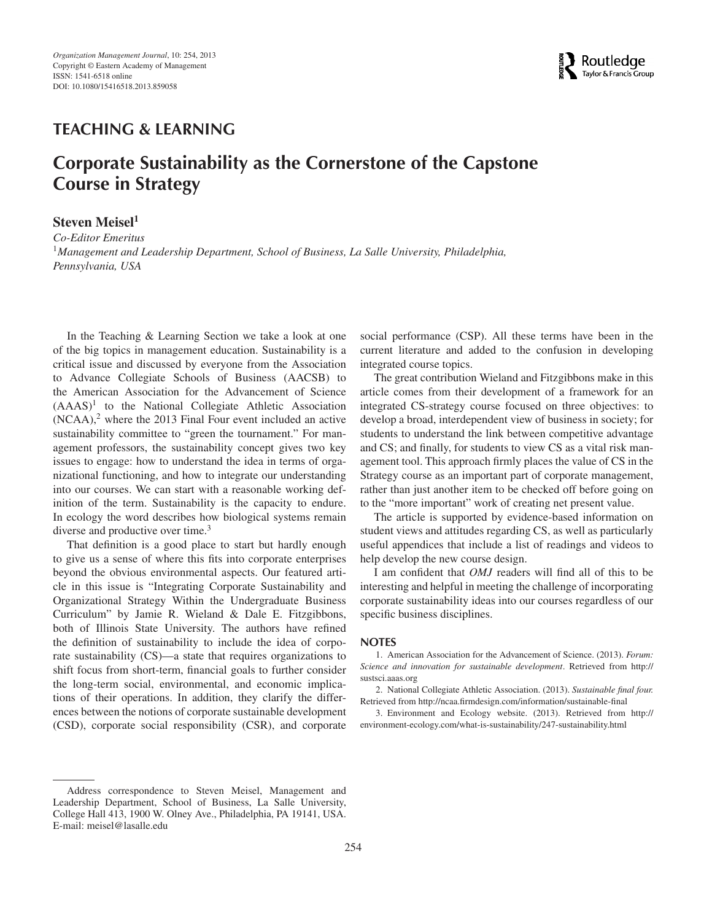## TEACHING & LEARNING

# Corporate Sustainability as the Cornerstone of the Capstone Course in Strategy

**Steven Meisel**[1]

*Co-Editor Emeritus*

[1]*Management and Leadership Department, School of Business, La Salle University, Philadelphia, Pennsylvania, USA*

In the Teaching & Learning Section we take a look at one of the big topics in management education. Sustainability is a critical issue and discussed by everyone from the Association to Advance Collegiate Schools of Business (AACSB) to the American Association for the Advancement of Science (AAAS)[1] to the National Collegiate Athletic Association (NCAA),[2] where the 2013 Final Four event included an active sustainability committee to "green the tournament." For management professors, the sustainability concept gives two key issues to engage: how to understand the idea in terms of organizational functioning, and how to integrate our understanding into our courses. We can start with a reasonable working definition of the term. Sustainability is the capacity to endure. In ecology the word describes how biological systems remain diverse and productive over time.[3]

That definition is a good place to start but hardly enough to give us a sense of where this fits into corporate enterprises beyond the obvious environmental aspects. Our featured article in this issue is "Integrating Corporate Sustainability and Organizational Strategy Within the Undergraduate Business Curriculum" by Jamie R. Wieland & Dale E. Fitzgibbons, both of Illinois State University. The authors have refined the definition of sustainability to include the idea of corporate sustainability (CS)—a state that requires organizations to shift focus from short-term, financial goals to further consider the long-term social, environmental, and economic implications of their operations. In addition, they clarify the differences between the notions of corporate sustainable development (CSD), corporate social responsibility (CSR), and corporate social performance (CSP). All these terms have been in the current literature and added to the confusion in developing integrated course topics.

The great contribution Wieland and Fitzgibbons make in this article comes from their development of a framework for an integrated CS-strategy course focused on three objectives: to develop a broad, interdependent view of business in society; for students to understand the link between competitive advantage and CS; and finally, for students to view CS as a vital risk management tool. This approach firmly places the value of CS in the Strategy course as an important part of corporate management, rather than just another item to be checked off before going on to the "more important" work of creating net present value.

The article is supported by evidence-based information on student views and attitudes regarding CS, as well as particularly useful appendices that include a list of readings and videos to help develop the new course design.

I am confident that *OMJ* readers will find all of this to be interesting and helpful in meeting the challenge of incorporating corporate sustainability ideas into our courses regardless of our specific business disciplines.

## NOTES

1. American Association for the Advancement of Science. (2013). *Forum: Science and innovation for sustainable development*. Retrieved from http://sustsci.aaas.org
2. National Collegiate Athletic Association. (2013). *Sustainable final four.* Retrieved from http://ncaa.firmdesign.com/information/sustainable-final
3. Environment and Ecology website. (2013). Retrieved from http://environment-ecology.com/what-is-sustainability/247-sustainability.html

Address correspondence to Steven Meisel, Management and Leadership Department, School of Business, La Salle University, College Hall 413, 1900 W. Olney Ave., Philadelphia, PA 19141, USA. E-mail: meisel@lasalle.edu